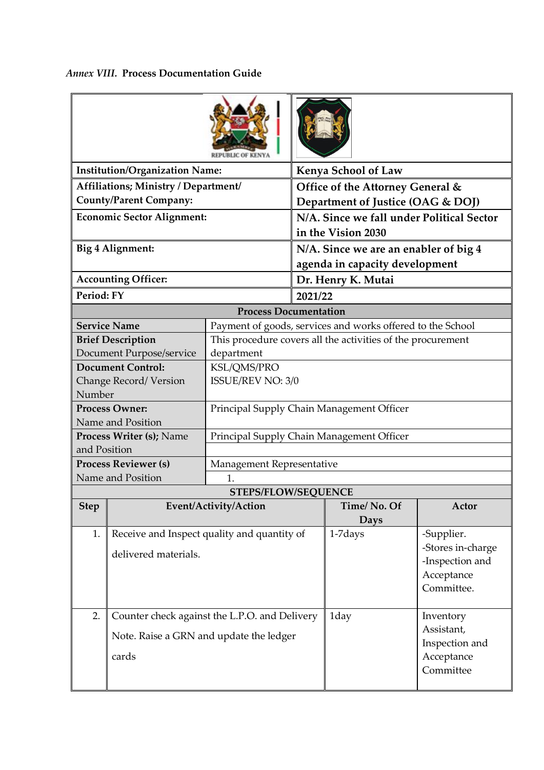*Annex VIII.* **Process Documentation Guide**

| | |
|---|---|
| **Institution/Organization Name:** | **Kenya School of Law** |
| **Affiliations; Ministry / Department/ County/Parent Company:** | **Office of the Attorney General & Department of Justice (OAG & DOJ)** |
| **Economic Sector Alignment:** | **N/A. Since we fall under Political Sector in the Vision 2030** |
| **Big 4 Alignment:** | **N/A. Since we are an enabler of big 4 agenda in capacity development** |
| **Accounting Officer:** | **Dr. Henry K. Mutai** |
| **Period: FY** | **2021/22** |

**Process Documentation**

| | |
|---|---|
| **Service Name** | Payment of goods, services and works offered to the School |
| **Brief Description** Document Purpose/service | This procedure covers all the activities of the procurement department |
| **Document Control:** Change Record/ Version Number | KSL/QMS/PRO ISSUE/REV NO: 3/0 |
| **Process Owner:** Name and Position | Principal Supply Chain Management Officer |
| **Process Writer (s);** Name and Position | Principal Supply Chain Management Officer |
| **Process Reviewer (s)** Name and Position | Management Representative<br>1. |

**STEPS/FLOW/SEQUENCE**

| Step | Event/Activity/Action | Time/ No. Of Days | Actor |
|---|---|---|---|
| 1. | Receive and Inspect quality and quantity of delivered materials. | 1-7days | -Supplier.<br>-Stores in-charge<br>-Inspection and Acceptance Committee. |
| 2. | Counter check against the L.P.O. and Delivery Note. Raise a GRN and update the ledger cards | 1day | Inventory Assistant, Inspection and Acceptance Committee |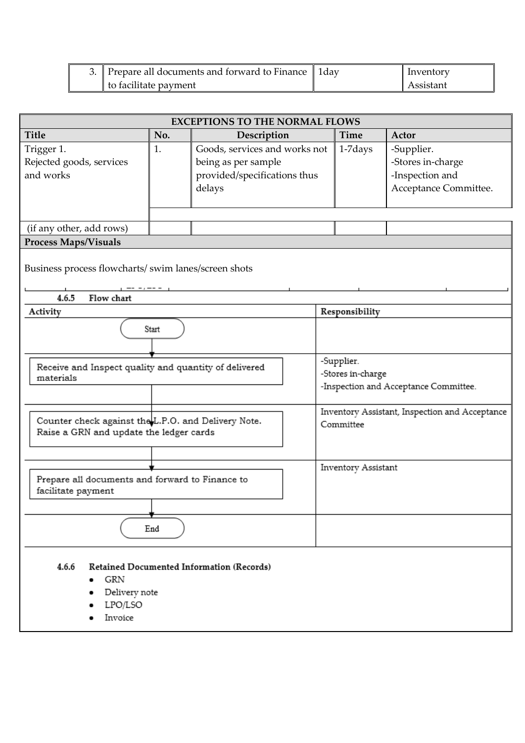| | | | |
|---|---|---|---|
| 3. | Prepare all documents and forward to Finance to facilitate payment | 1day | Inventory Assistant |

**EXCEPTIONS TO THE NORMAL FLOWS**

| Title | No. | Description | Time | Actor |
|---|---|---|---|---|
| Trigger 1. Rejected goods, services and works | 1. | Goods, services and works not being as per sample provided/specifications thus delays | 1-7days | -Supplier. -Stores in-charge -Inspection and Acceptance Committee. |
| (if any other, add rows) | | | | |

**Process Maps/Visuals**

Business process flowcharts/ swim lanes/screen shots

### 4.6.5 Flow chart

| Activity | Responsibility |
|---|---|
| Start | |
| Receive and Inspect quality and quantity of delivered materials | -Supplier. -Stores in-charge -Inspection and Acceptance Committee. |
| Counter check against the L.P.O. and Delivery Note. Raise a GRN and update the ledger cards | Inventory Assistant, Inspection and Acceptance Committee |
| Prepare all documents and forward to Finance to facilitate payment | Inventory Assistant |
| End | |

### 4.6.6 Retained Documented Information (Records)

- GRN
- Delivery note
- LPO/LSO
- Invoice